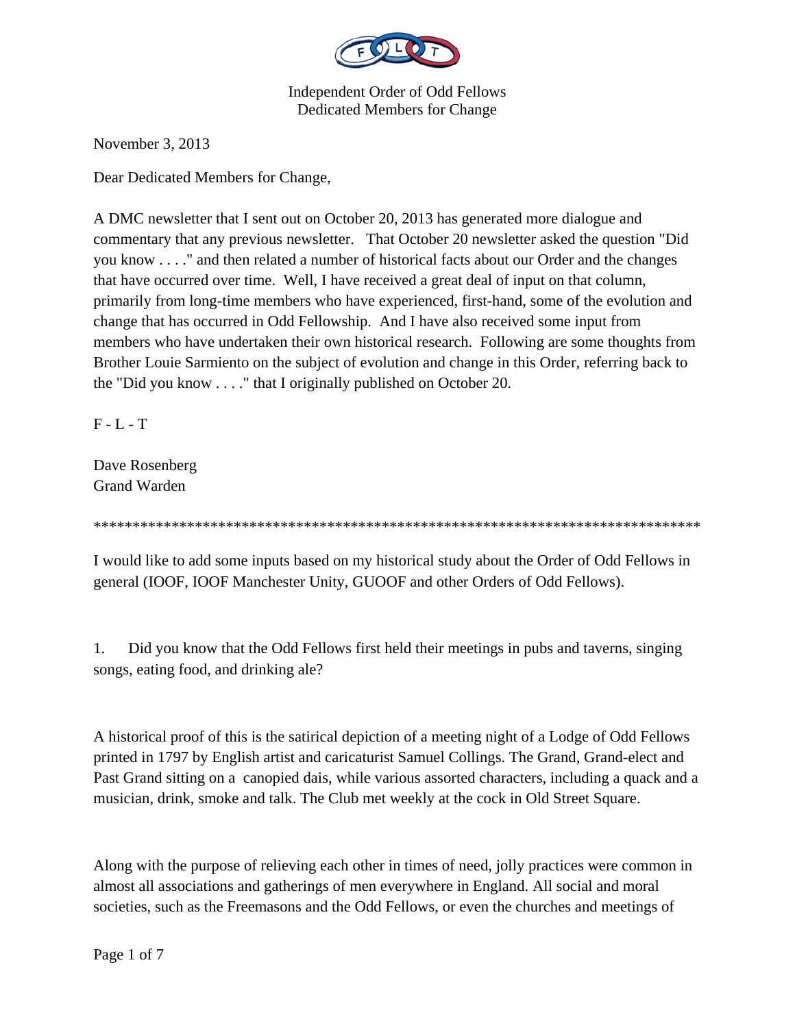Independent Order of Odd Fellows
Dedicated Members for Change

November 3, 2013

Dear Dedicated Members for Change,

A DMC newsletter that I sent out on October 20, 2013 has generated more dialogue and commentary that any previous newsletter. That October 20 newsletter asked the question "Did you know . . . ." and then related a number of historical facts about our Order and the changes that have occurred over time. Well, I have received a great deal of input on that column, primarily from long-time members who have experienced, first-hand, some of the evolution and change that has occurred in Odd Fellowship. And I have also received some input from members who have undertaken their own historical research. Following are some thoughts from Brother Louie Sarmiento on the subject of evolution and change in this Order, referring back to the "Did you know . . . ." that I originally published on October 20.

F - L - T

Dave Rosenberg
Grand Warden

********************************************************************************

I would like to add some inputs based on my historical study about the Order of Odd Fellows in general (IOOF, IOOF Manchester Unity, GUOOF and other Orders of Odd Fellows).

1. Did you know that the Odd Fellows first held their meetings in pubs and taverns, singing songs, eating food, and drinking ale?

A historical proof of this is the satirical depiction of a meeting night of a Lodge of Odd Fellows printed in 1797 by English artist and caricaturist Samuel Collings. The Grand, Grand-elect and Past Grand sitting on a canopied dais, while various assorted characters, including a quack and a musician, drink, smoke and talk. The Club met weekly at the cock in Old Street Square.

Along with the purpose of relieving each other in times of need, jolly practices were common in almost all associations and gatherings of men everywhere in England. All social and moral societies, such as the Freemasons and the Odd Fellows, or even the churches and meetings of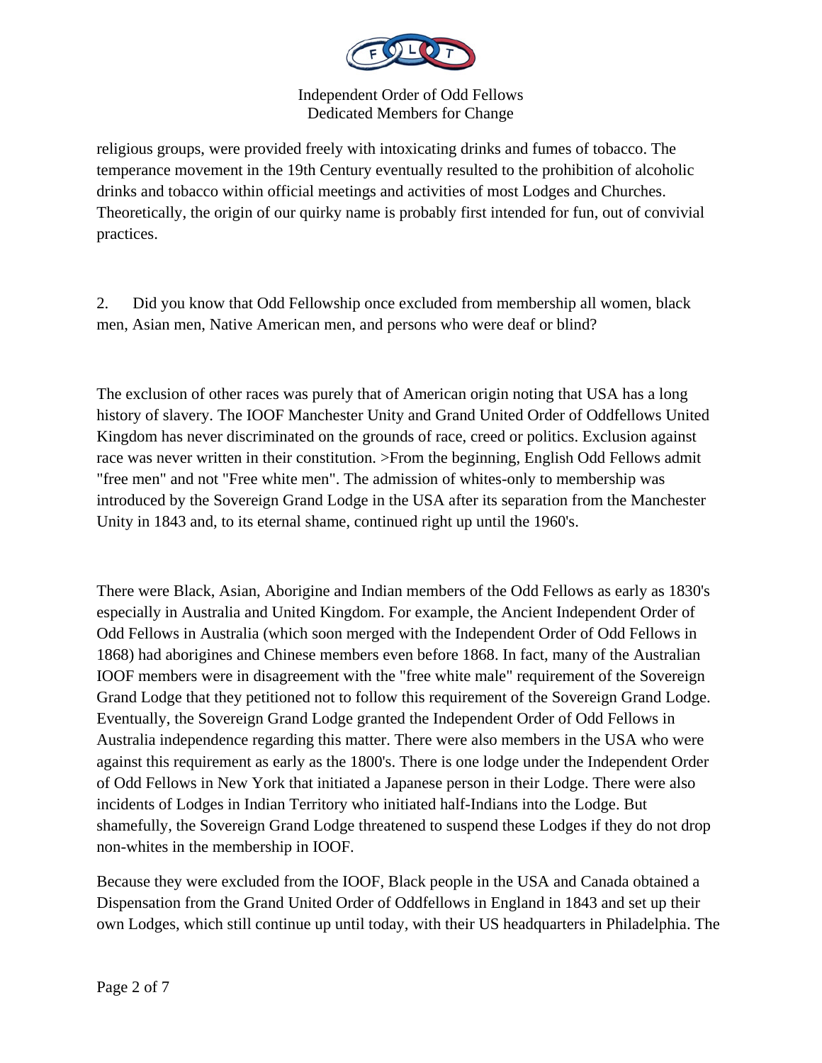religious groups, were provided freely with intoxicating drinks and fumes of tobacco. The temperance movement in the 19th Century eventually resulted to the prohibition of alcoholic drinks and tobacco within official meetings and activities of most Lodges and Churches. Theoretically, the origin of our quirky name is probably first intended for fun, out of convivial practices.

2. Did you know that Odd Fellowship once excluded from membership all women, black men, Asian men, Native American men, and persons who were deaf or blind?

The exclusion of other races was purely that of American origin noting that USA has a long history of slavery. The IOOF Manchester Unity and Grand United Order of Oddfellows United Kingdom has never discriminated on the grounds of race, creed or politics. Exclusion against race was never written in their constitution. >From the beginning, English Odd Fellows admit "free men" and not "Free white men". The admission of whites-only to membership was introduced by the Sovereign Grand Lodge in the USA after its separation from the Manchester Unity in 1843 and, to its eternal shame, continued right up until the 1960's.

There were Black, Asian, Aborigine and Indian members of the Odd Fellows as early as 1830's especially in Australia and United Kingdom. For example, the Ancient Independent Order of Odd Fellows in Australia (which soon merged with the Independent Order of Odd Fellows in 1868) had aborigines and Chinese members even before 1868. In fact, many of the Australian IOOF members were in disagreement with the "free white male" requirement of the Sovereign Grand Lodge that they petitioned not to follow this requirement of the Sovereign Grand Lodge. Eventually, the Sovereign Grand Lodge granted the Independent Order of Odd Fellows in Australia independence regarding this matter. There were also members in the USA who were against this requirement as early as the 1800's. There is one lodge under the Independent Order of Odd Fellows in New York that initiated a Japanese person in their Lodge. There were also incidents of Lodges in Indian Territory who initiated half-Indians into the Lodge. But shamefully, the Sovereign Grand Lodge threatened to suspend these Lodges if they do not drop non-whites in the membership in IOOF.

Because they were excluded from the IOOF, Black people in the USA and Canada obtained a Dispensation from the Grand United Order of Oddfellows in England in 1843 and set up their own Lodges, which still continue up until today, with their US headquarters in Philadelphia. The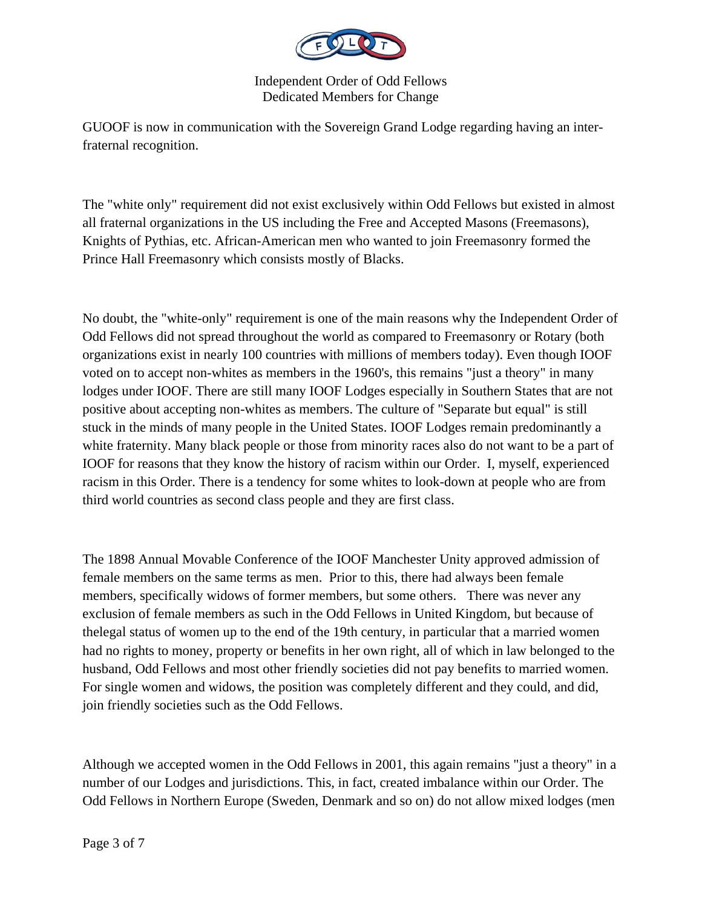GUOOF is now in communication with the Sovereign Grand Lodge regarding having an inter-fraternal recognition.

The "white only" requirement did not exist exclusively within Odd Fellows but existed in almost all fraternal organizations in the US including the Free and Accepted Masons (Freemasons), Knights of Pythias, etc. African-American men who wanted to join Freemasonry formed the Prince Hall Freemasonry which consists mostly of Blacks.

No doubt, the "white-only" requirement is one of the main reasons why the Independent Order of Odd Fellows did not spread throughout the world as compared to Freemasonry or Rotary (both organizations exist in nearly 100 countries with millions of members today). Even though IOOF voted on to accept non-whites as members in the 1960's, this remains "just a theory" in many lodges under IOOF. There are still many IOOF Lodges especially in Southern States that are not positive about accepting non-whites as members. The culture of "Separate but equal" is still stuck in the minds of many people in the United States. IOOF Lodges remain predominantly a white fraternity. Many black people or those from minority races also do not want to be a part of IOOF for reasons that they know the history of racism within our Order. I, myself, experienced racism in this Order. There is a tendency for some whites to look-down at people who are from third world countries as second class people and they are first class.

The 1898 Annual Movable Conference of the IOOF Manchester Unity approved admission of female members on the same terms as men. Prior to this, there had always been female members, specifically widows of former members, but some others. There was never any exclusion of female members as such in the Odd Fellows in United Kingdom, but because of thelegal status of women up to the end of the 19th century, in particular that a married women had no rights to money, property or benefits in her own right, all of which in law belonged to the husband, Odd Fellows and most other friendly societies did not pay benefits to married women. For single women and widows, the position was completely different and they could, and did, join friendly societies such as the Odd Fellows.

Although we accepted women in the Odd Fellows in 2001, this again remains "just a theory" in a number of our Lodges and jurisdictions. This, in fact, created imbalance within our Order. The Odd Fellows in Northern Europe (Sweden, Denmark and so on) do not allow mixed lodges (men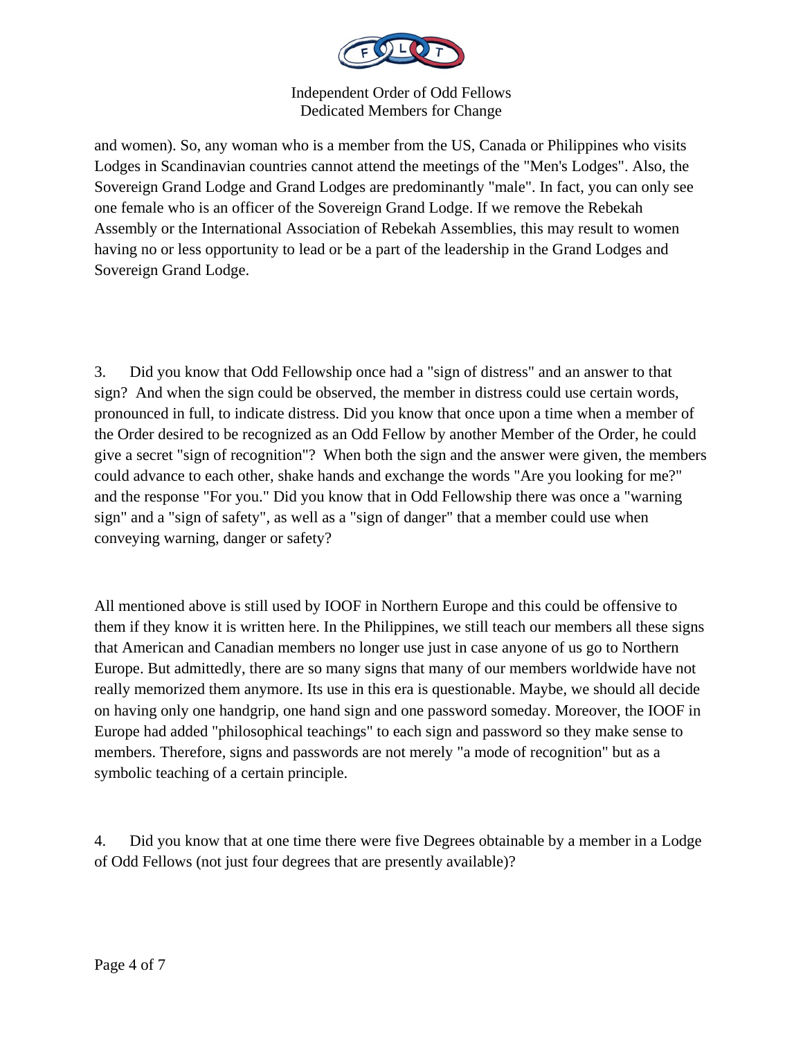and women). So, any woman who is a member from the US, Canada or Philippines who visits Lodges in Scandinavian countries cannot attend the meetings of the "Men's Lodges". Also, the Sovereign Grand Lodge and Grand Lodges are predominantly "male". In fact, you can only see one female who is an officer of the Sovereign Grand Lodge. If we remove the Rebekah Assembly or the International Association of Rebekah Assemblies, this may result to women having no or less opportunity to lead or be a part of the leadership in the Grand Lodges and Sovereign Grand Lodge.

3. Did you know that Odd Fellowship once had a "sign of distress" and an answer to that sign? And when the sign could be observed, the member in distress could use certain words, pronounced in full, to indicate distress. Did you know that once upon a time when a member of the Order desired to be recognized as an Odd Fellow by another Member of the Order, he could give a secret "sign of recognition"? When both the sign and the answer were given, the members could advance to each other, shake hands and exchange the words "Are you looking for me?" and the response "For you." Did you know that in Odd Fellowship there was once a "warning sign" and a "sign of safety", as well as a "sign of danger" that a member could use when conveying warning, danger or safety?

All mentioned above is still used by IOOF in Northern Europe and this could be offensive to them if they know it is written here. In the Philippines, we still teach our members all these signs that American and Canadian members no longer use just in case anyone of us go to Northern Europe. But admittedly, there are so many signs that many of our members worldwide have not really memorized them anymore. Its use in this era is questionable. Maybe, we should all decide on having only one handgrip, one hand sign and one password someday. Moreover, the IOOF in Europe had added "philosophical teachings" to each sign and password so they make sense to members. Therefore, signs and passwords are not merely "a mode of recognition" but as a symbolic teaching of a certain principle.

4. Did you know that at one time there were five Degrees obtainable by a member in a Lodge of Odd Fellows (not just four degrees that are presently available)?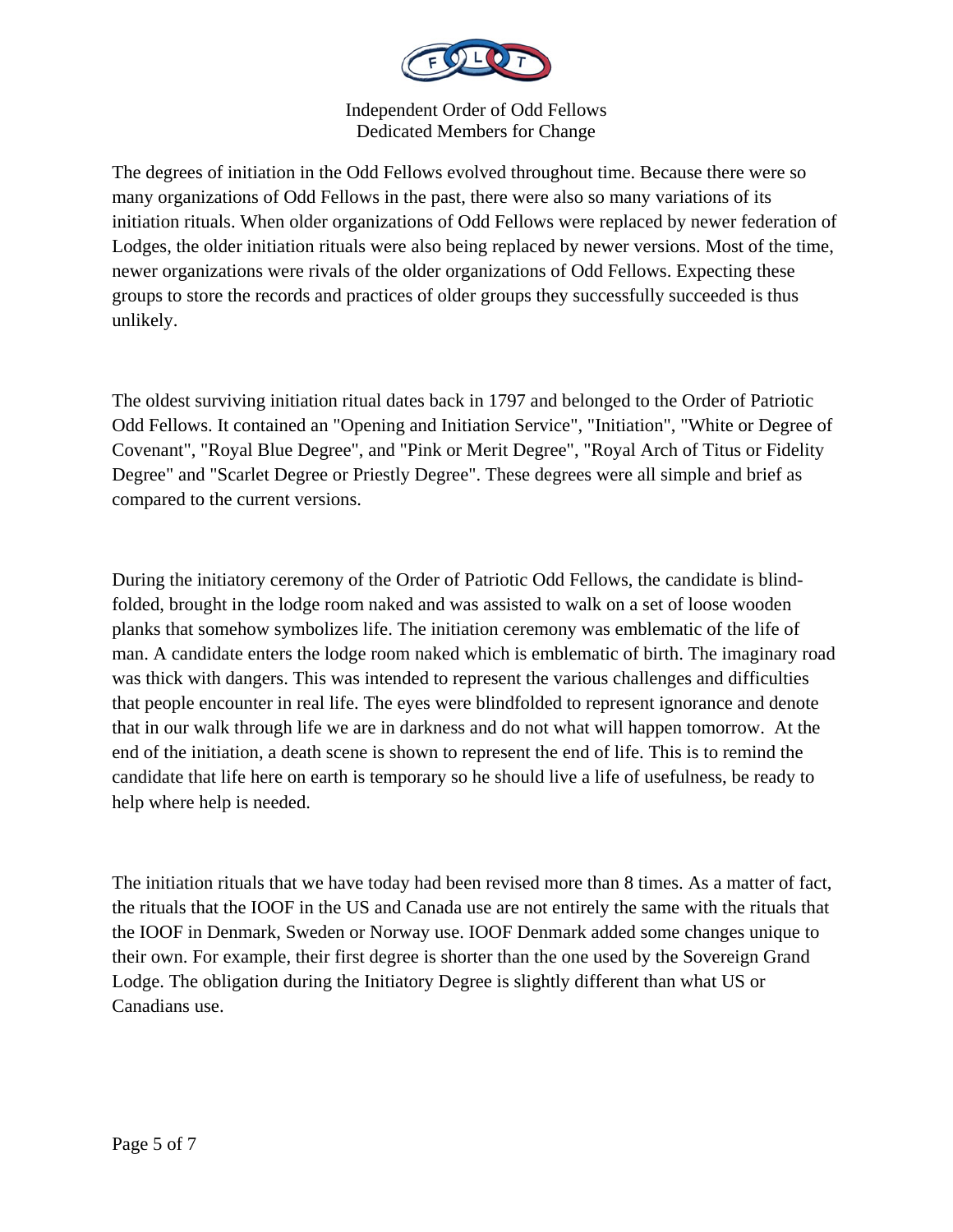The degrees of initiation in the Odd Fellows evolved throughout time. Because there were so many organizations of Odd Fellows in the past, there were also so many variations of its initiation rituals. When older organizations of Odd Fellows were replaced by newer federation of Lodges, the older initiation rituals were also being replaced by newer versions. Most of the time, newer organizations were rivals of the older organizations of Odd Fellows. Expecting these groups to store the records and practices of older groups they successfully succeeded is thus unlikely.

The oldest surviving initiation ritual dates back in 1797 and belonged to the Order of Patriotic Odd Fellows. It contained an "Opening and Initiation Service", "Initiation", "White or Degree of Covenant", "Royal Blue Degree", and "Pink or Merit Degree", "Royal Arch of Titus or Fidelity Degree" and "Scarlet Degree or Priestly Degree". These degrees were all simple and brief as compared to the current versions.

During the initiatory ceremony of the Order of Patriotic Odd Fellows, the candidate is blind-folded, brought in the lodge room naked and was assisted to walk on a set of loose wooden planks that somehow symbolizes life. The initiation ceremony was emblematic of the life of man. A candidate enters the lodge room naked which is emblematic of birth. The imaginary road was thick with dangers. This was intended to represent the various challenges and difficulties that people encounter in real life. The eyes were blindfolded to represent ignorance and denote that in our walk through life we are in darkness and do not what will happen tomorrow. At the end of the initiation, a death scene is shown to represent the end of life. This is to remind the candidate that life here on earth is temporary so he should live a life of usefulness, be ready to help where help is needed.

The initiation rituals that we have today had been revised more than 8 times. As a matter of fact, the rituals that the IOOF in the US and Canada use are not entirely the same with the rituals that the IOOF in Denmark, Sweden or Norway use. IOOF Denmark added some changes unique to their own. For example, their first degree is shorter than the one used by the Sovereign Grand Lodge. The obligation during the Initiatory Degree is slightly different than what US or Canadians use.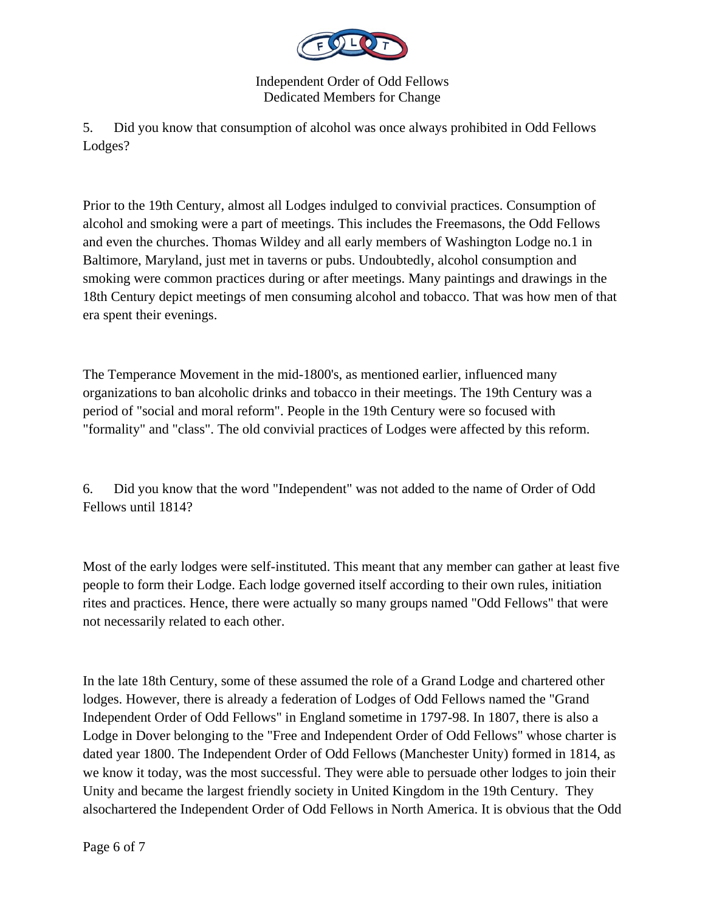5. Did you know that consumption of alcohol was once always prohibited in Odd Fellows Lodges?

Prior to the 19th Century, almost all Lodges indulged to convivial practices. Consumption of alcohol and smoking were a part of meetings. This includes the Freemasons, the Odd Fellows and even the churches. Thomas Wildey and all early members of Washington Lodge no.1 in Baltimore, Maryland, just met in taverns or pubs. Undoubtedly, alcohol consumption and smoking were common practices during or after meetings. Many paintings and drawings in the 18th Century depict meetings of men consuming alcohol and tobacco. That was how men of that era spent their evenings.

The Temperance Movement in the mid-1800's, as mentioned earlier, influenced many organizations to ban alcoholic drinks and tobacco in their meetings. The 19th Century was a period of "social and moral reform". People in the 19th Century were so focused with "formality" and "class". The old convivial practices of Lodges were affected by this reform.

6. Did you know that the word "Independent" was not added to the name of Order of Odd Fellows until 1814?

Most of the early lodges were self-instituted. This meant that any member can gather at least five people to form their Lodge. Each lodge governed itself according to their own rules, initiation rites and practices. Hence, there were actually so many groups named "Odd Fellows" that were not necessarily related to each other.

In the late 18th Century, some of these assumed the role of a Grand Lodge and chartered other lodges. However, there is already a federation of Lodges of Odd Fellows named the "Grand Independent Order of Odd Fellows" in England sometime in 1797-98. In 1807, there is also a Lodge in Dover belonging to the "Free and Independent Order of Odd Fellows" whose charter is dated year 1800. The Independent Order of Odd Fellows (Manchester Unity) formed in 1814, as we know it today, was the most successful. They were able to persuade other lodges to join their Unity and became the largest friendly society in United Kingdom in the 19th Century. They alsochartered the Independent Order of Odd Fellows in North America. It is obvious that the Odd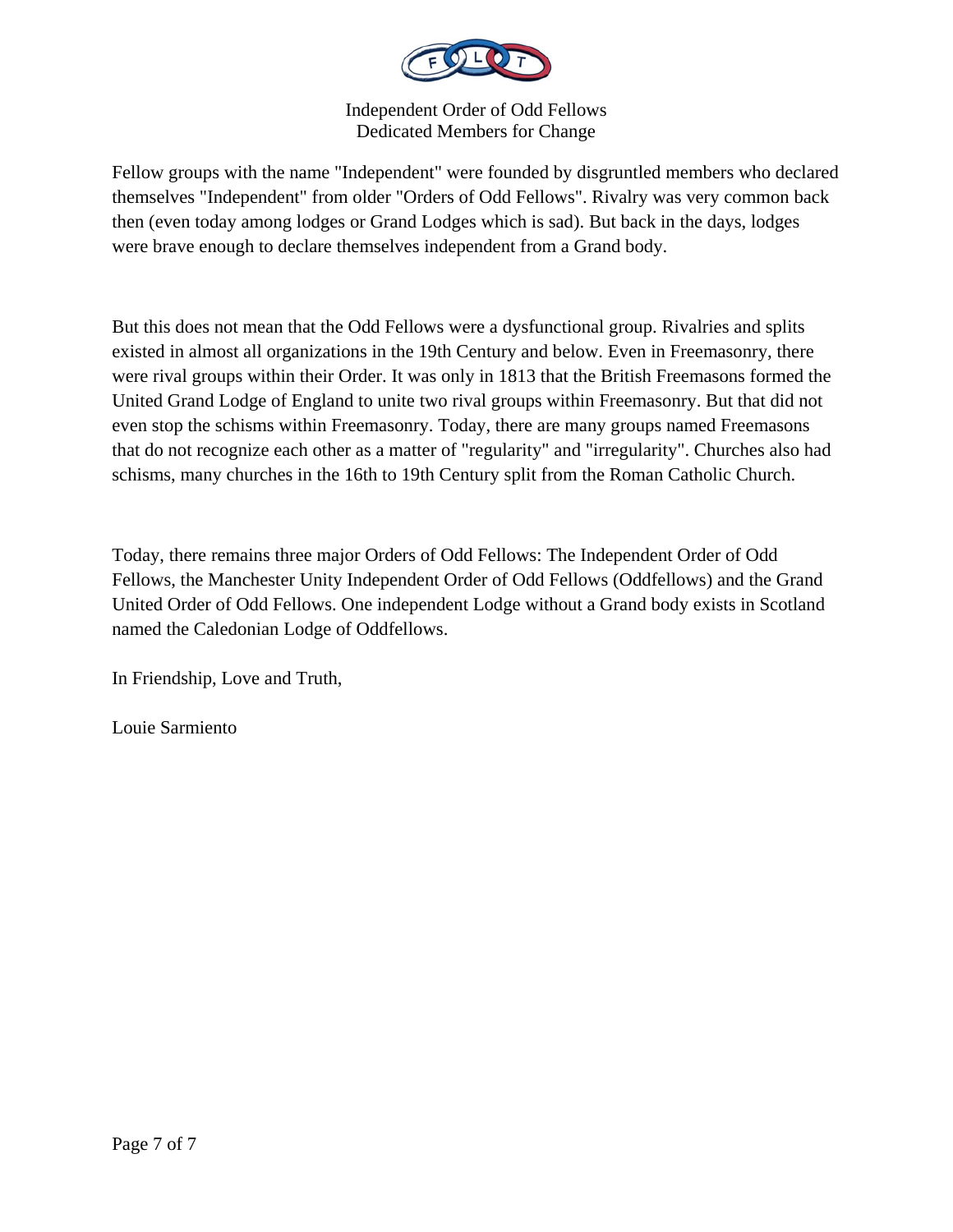Fellow groups with the name "Independent" were founded by disgruntled members who declared themselves "Independent" from older "Orders of Odd Fellows". Rivalry was very common back then (even today among lodges or Grand Lodges which is sad). But back in the days, lodges were brave enough to declare themselves independent from a Grand body.

But this does not mean that the Odd Fellows were a dysfunctional group. Rivalries and splits existed in almost all organizations in the 19th Century and below. Even in Freemasonry, there were rival groups within their Order. It was only in 1813 that the British Freemasons formed the United Grand Lodge of England to unite two rival groups within Freemasonry. But that did not even stop the schisms within Freemasonry. Today, there are many groups named Freemasons that do not recognize each other as a matter of "regularity" and "irregularity". Churches also had schisms, many churches in the 16th to 19th Century split from the Roman Catholic Church.

Today, there remains three major Orders of Odd Fellows: The Independent Order of Odd Fellows, the Manchester Unity Independent Order of Odd Fellows (Oddfellows) and the Grand United Order of Odd Fellows. One independent Lodge without a Grand body exists in Scotland named the Caledonian Lodge of Oddfellows.

In Friendship, Love and Truth,

Louie Sarmiento